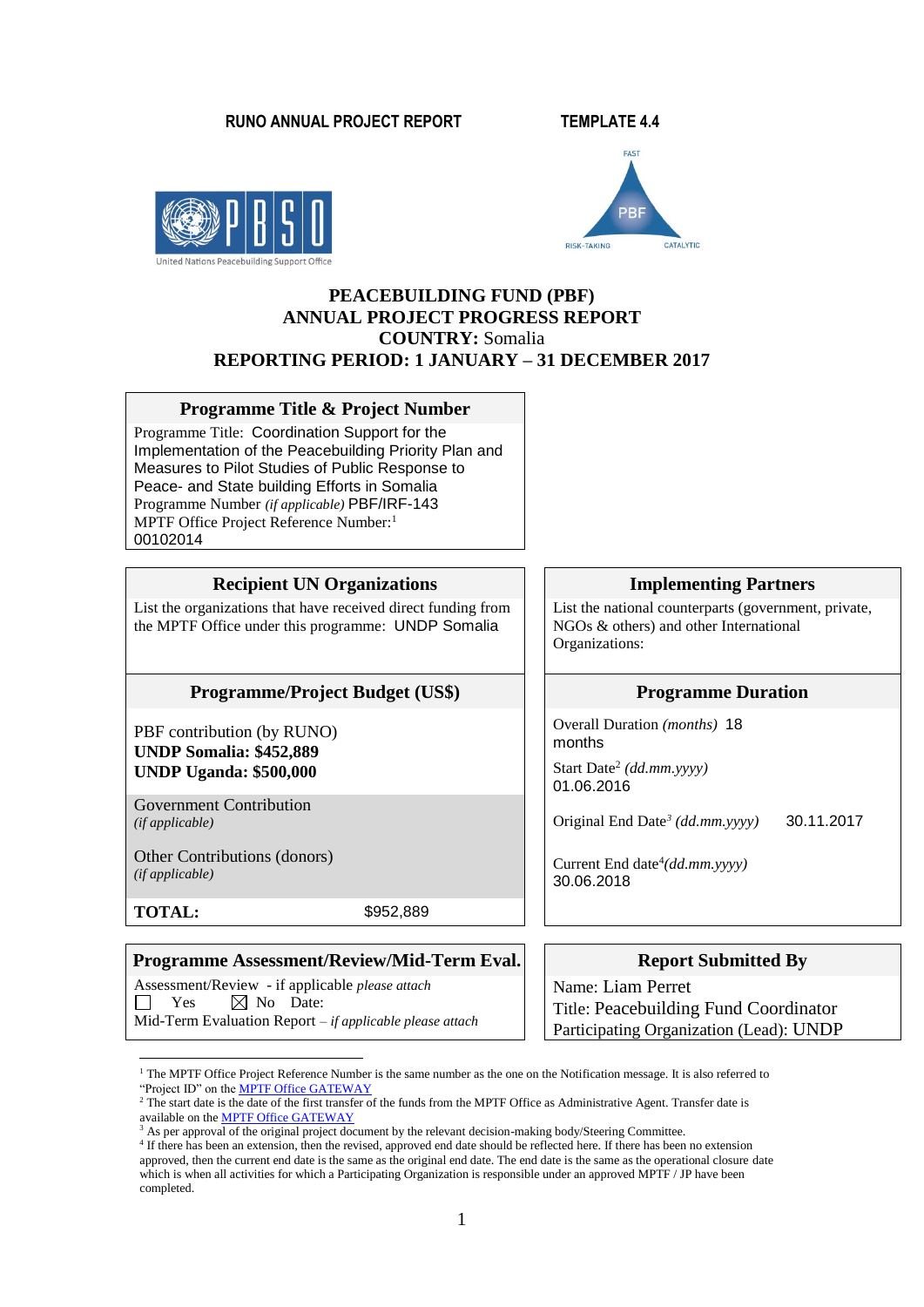RUNO ANNUAL PROJECT REPORT TEMPLATE 4.4

# PEACEBUILDING FUND (PBF)
# ANNUAL PROJECT PROGRESS REPORT
# COUNTRY: Somalia
# REPORTING PERIOD: 1 JANUARY – 31 DECEMBER 2017

| **Programme Title & Project Number** |
|---|
| Programme Title: Coordination Support for the Implementation of the Peacebuilding Priority Plan and Measures to Pilot Studies of Public Response to Peace- and State building Efforts in Somalia<br>Programme Number *(if applicable)* PBF/IRF-143<br>MPTF Office Project Reference Number:[1]<br>00102014 |

| **Recipient UN Organizations** | **Implementing Partners** |
|---|---|
| List the organizations that have received direct funding from the MPTF Office under this programme: UNDP Somalia | List the national counterparts (government, private, NGOs & others) and other International Organizations: |

| **Programme/Project Budget (US$)** | | **Programme Duration** |
|---|---|---|
| PBF contribution (by RUNO)<br>**UNDP Somalia: $452,889**<br>**UNDP Uganda: $500,000** | | Overall Duration *(months)* 18 months<br>Start Date[2] *(dd.mm.yyyy)* 01.06.2016 |
| Government Contribution *(if applicable)* | | Original End Date[3] *(dd.mm.yyyy)* 30.11.2017 |
| Other Contributions (donors) *(if applicable)* | | Current End date[4] *(dd.mm.yyyy)* 30.06.2018 |
| **TOTAL:** | $952,889 | |

| **Programme Assessment/Review/Mid-Term Eval.** | **Report Submitted By** |
|---|---|
| Assessment/Review - if applicable *please attach*<br>☐ Yes ☒ No Date:<br>Mid-Term Evaluation Report – *if applicable please attach* | Name: Liam Perret<br>Title: Peacebuilding Fund Coordinator<br>Participating Organization (Lead): UNDP |

[1] The MPTF Office Project Reference Number is the same number as the one on the Notification message. It is also referred to "Project ID" on the MPTF Office GATEWAY

[2] The start date is the date of the first transfer of the funds from the MPTF Office as Administrative Agent. Transfer date is available on the MPTF Office GATEWAY

[3] As per approval of the original project document by the relevant decision-making body/Steering Committee.

[4] If there has been an extension, then the revised, approved end date should be reflected here. If there has been no extension approved, then the current end date is the same as the original end date. The end date is the same as the operational closure date which is when all activities for which a Participating Organization is responsible under an approved MPTF / JP have been completed.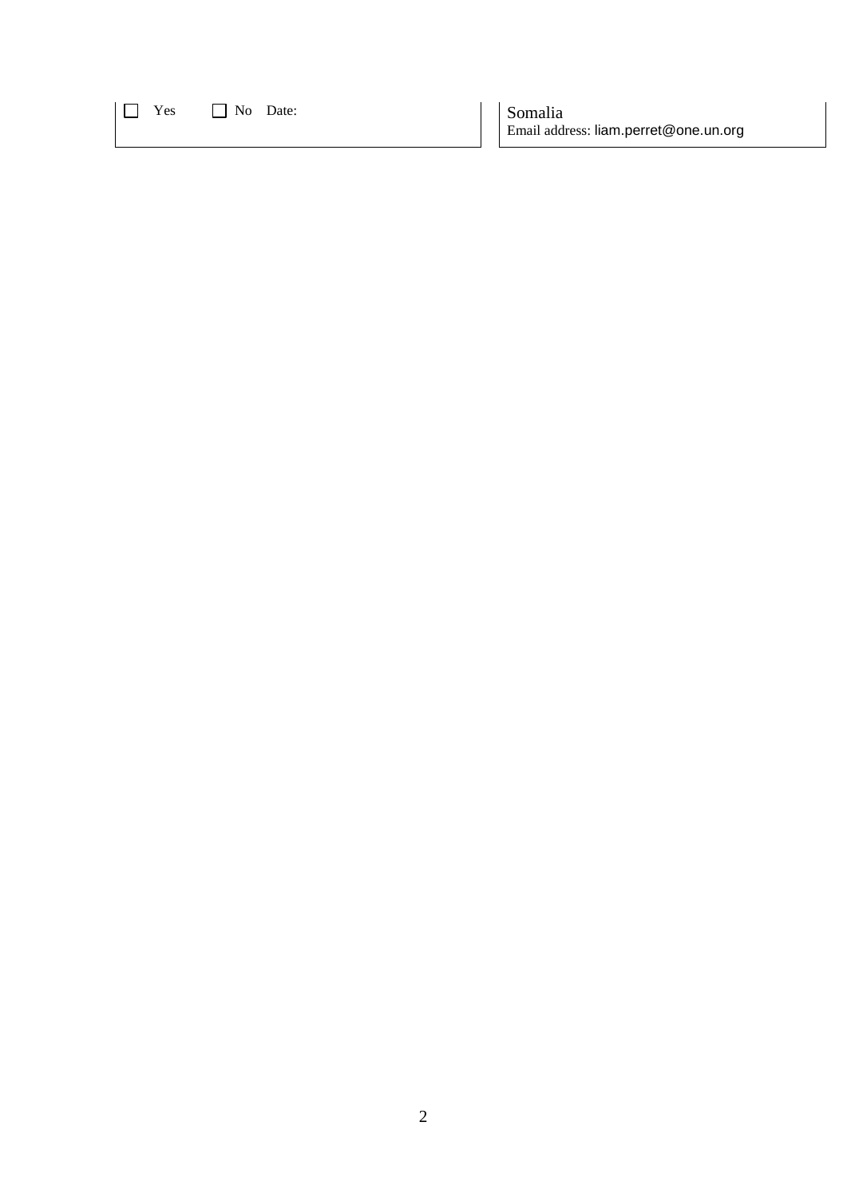| | |
|---|---|
| ☐ Yes ☐ No Date: | Somalia<br>Email address: liam.perret@one.un.org |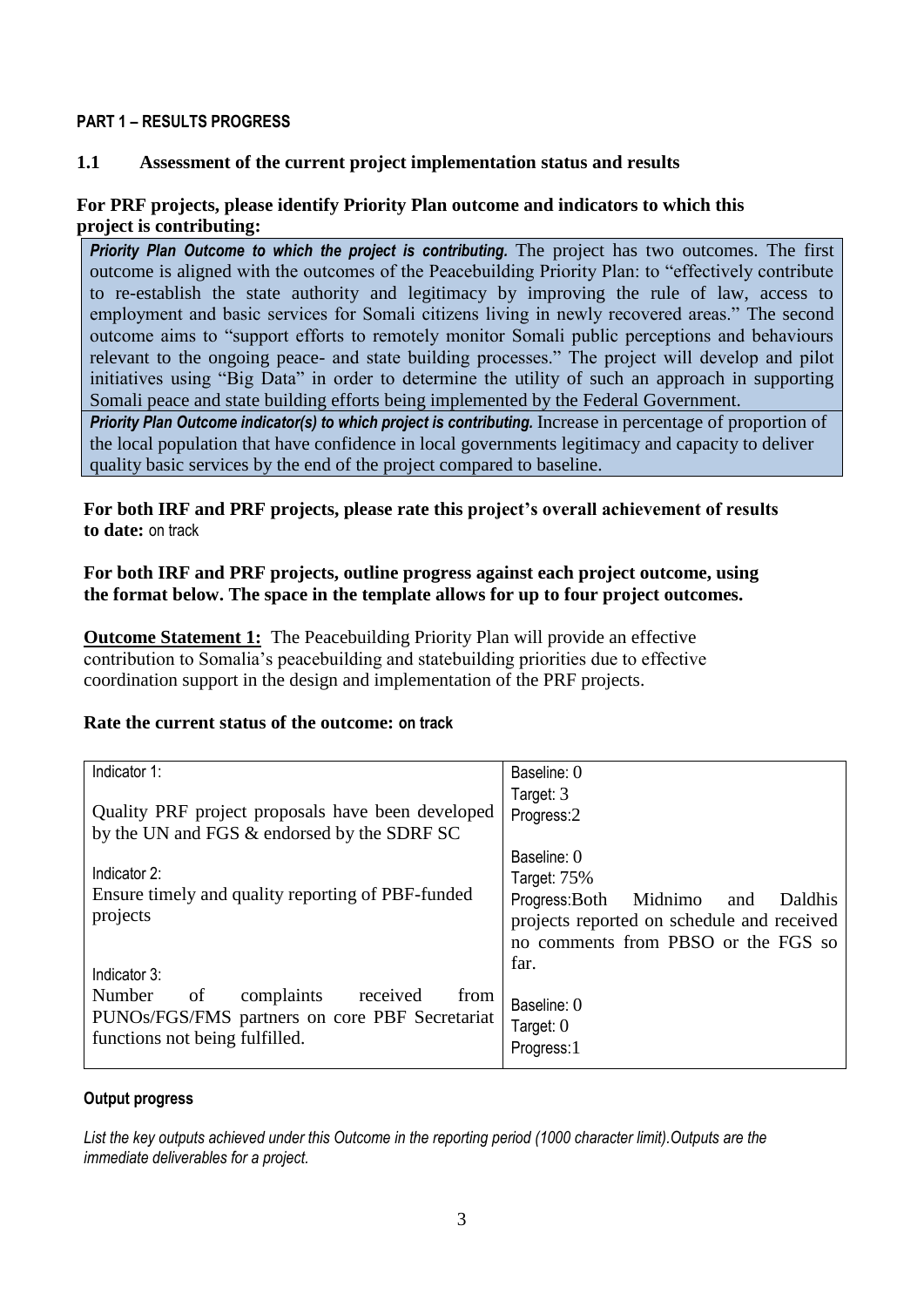**PART 1 – RESULTS PROGRESS**

**1.1 Assessment of the current project implementation status and results**

**For PRF projects, please identify Priority Plan outcome and indicators to which this project is contributing:**

| |
|---|
| ***Priority Plan Outcome to which the project is contributing.*** The project has two outcomes. The first outcome is aligned with the outcomes of the Peacebuilding Priority Plan: to "effectively contribute to re-establish the state authority and legitimacy by improving the rule of law, access to employment and basic services for Somali citizens living in newly recovered areas." The second outcome aims to "support efforts to remotely monitor Somali public perceptions and behaviours relevant to the ongoing peace- and state building processes." The project will develop and pilot initiatives using "Big Data" in order to determine the utility of such an approach in supporting Somali peace and state building efforts being implemented by the Federal Government. |
| ***Priority Plan Outcome indicator(s) to which project is contributing.*** Increase in percentage of proportion of the local population that have confidence in local governments legitimacy and capacity to deliver quality basic services by the end of the project compared to baseline. |

**For both IRF and PRF projects, please rate this project's overall achievement of results to date:** on track

**For both IRF and PRF projects, outline progress against each project outcome, using the format below. The space in the template allows for up to four project outcomes.**

**Outcome Statement 1:** The Peacebuilding Priority Plan will provide an effective contribution to Somalia's peacebuilding and statebuilding priorities due to effective coordination support in the design and implementation of the PRF projects.

**Rate the current status of the outcome: on track**

| Indicator | Baseline / Target / Progress |
|---|---|
| Indicator 1: Quality PRF project proposals have been developed by the UN and FGS & endorsed by the SDRF SC | Baseline: 0<br>Target: 3<br>Progress:2 |
| Indicator 2: Ensure timely and quality reporting of PBF-funded projects | Baseline: 0<br>Target: 75%<br>Progress:Both Midnimo and Daldhis projects reported on schedule and received no comments from PBSO or the FGS so far. |
| Indicator 3: Number of complaints received from PUNOs/FGS/FMS partners on core PBF Secretariat functions not being fulfilled. | Baseline: 0<br>Target: 0<br>Progress:1 |

**Output progress**

*List the key outputs achieved under this Outcome in the reporting period (1000 character limit).Outputs are the immediate deliverables for a project.*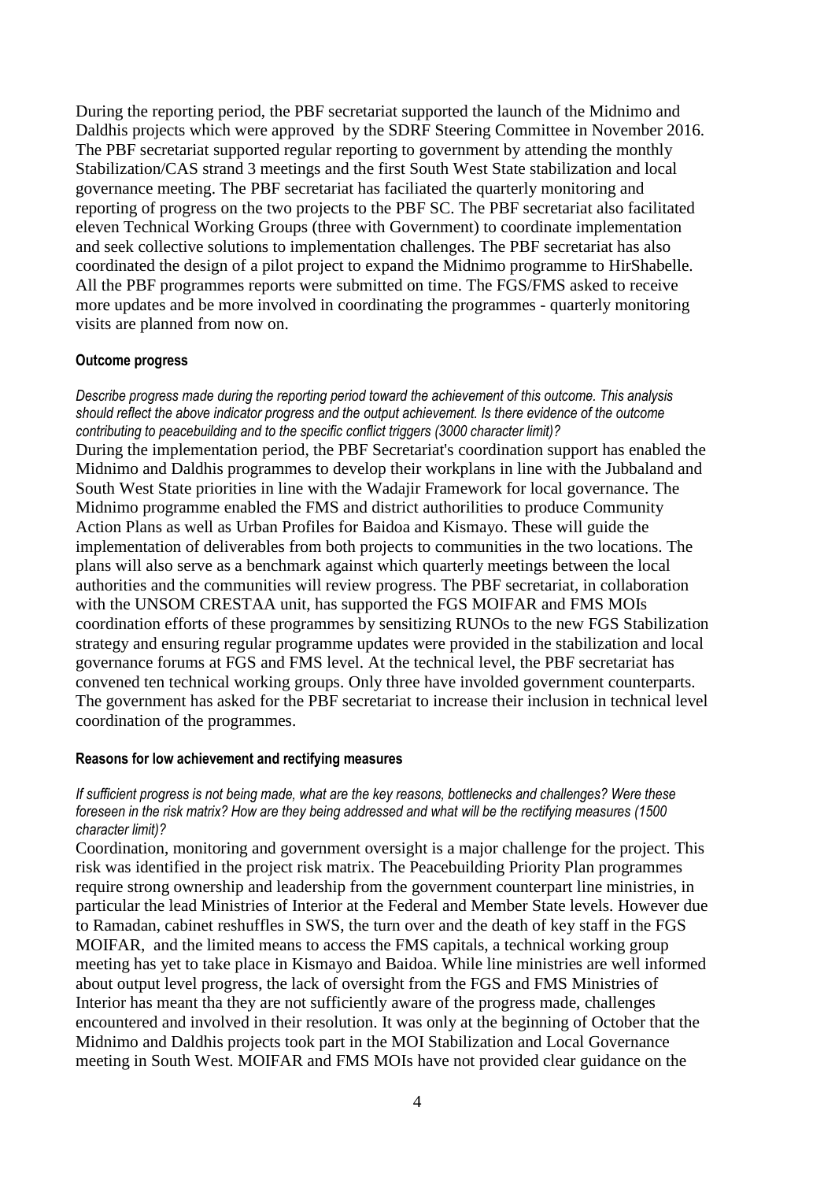During the reporting period, the PBF secretariat supported the launch of the Midnimo and Daldhis projects which were approved  by the SDRF Steering Committee in November 2016. The PBF secretariat supported regular reporting to government by attending the monthly Stabilization/CAS strand 3 meetings and the first South West State stabilization and local governance meeting. The PBF secretariat has faciliated the quarterly monitoring and reporting of progress on the two projects to the PBF SC. The PBF secretariat also facilitated eleven Technical Working Groups (three with Government) to coordinate implementation and seek collective solutions to implementation challenges. The PBF secretariat has also coordinated the design of a pilot project to expand the Midnimo programme to HirShabelle. All the PBF programmes reports were submitted on time. The FGS/FMS asked to receive more updates and be more involved in coordinating the programmes - quarterly monitoring visits are planned from now on.

#### Outcome progress

*Describe progress made during the reporting period toward the achievement of this outcome. This analysis should reflect the above indicator progress and the output achievement. Is there evidence of the outcome contributing to peacebuilding and to the specific conflict triggers (3000 character limit)?*

During the implementation period, the PBF Secretariat's coordination support has enabled the Midnimo and Daldhis programmes to develop their workplans in line with the Jubbaland and South West State priorities in line with the Wadajir Framework for local governance. The Midnimo programme enabled the FMS and district authorilities to produce Community Action Plans as well as Urban Profiles for Baidoa and Kismayo. These will guide the implementation of deliverables from both projects to communities in the two locations. The plans will also serve as a benchmark against which quarterly meetings between the local authorities and the communities will review progress. The PBF secretariat, in collaboration with the UNSOM CRESTAA unit, has supported the FGS MOIFAR and FMS MOIs coordination efforts of these programmes by sensitizing RUNOs to the new FGS Stabilization strategy and ensuring regular programme updates were provided in the stabilization and local governance forums at FGS and FMS level. At the technical level, the PBF secretariat has convened ten technical working groups. Only three have involded government counterparts. The government has asked for the PBF secretariat to increase their inclusion in technical level coordination of the programmes.

#### Reasons for low achievement and rectifying measures

*If sufficient progress is not being made, what are the key reasons, bottlenecks and challenges? Were these foreseen in the risk matrix? How are they being addressed and what will be the rectifying measures (1500 character limit)?*

Coordination, monitoring and government oversight is a major challenge for the project. This risk was identified in the project risk matrix. The Peacebuilding Priority Plan programmes require strong ownership and leadership from the government counterpart line ministries, in particular the lead Ministries of Interior at the Federal and Member State levels. However due to Ramadan, cabinet reshuffles in SWS, the turn over and the death of key staff in the FGS MOIFAR,  and the limited means to access the FMS capitals, a technical working group meeting has yet to take place in Kismayo and Baidoa. While line ministries are well informed about output level progress, the lack of oversight from the FGS and FMS Ministries of Interior has meant tha they are not sufficiently aware of the progress made, challenges encountered and involved in their resolution. It was only at the beginning of October that the Midnimo and Daldhis projects took part in the MOI Stabilization and Local Governance meeting in South West. MOIFAR and FMS MOIs have not provided clear guidance on the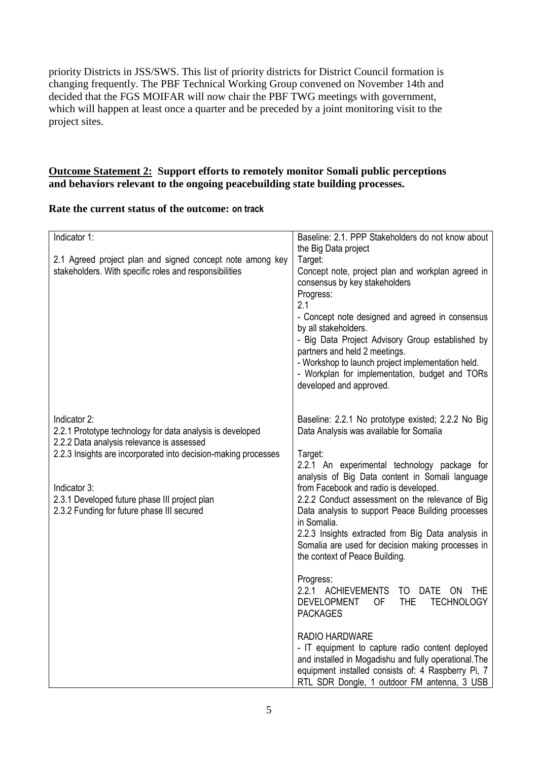priority Districts in JSS/SWS. This list of priority districts for District Council formation is changing frequently. The PBF Technical Working Group convened on November 14th and decided that the FGS MOIFAR will now chair the PBF TWG meetings with government, which will happen at least once a quarter and be preceded by a joint monitoring visit to the project sites.

**Outcome Statement 2: Support efforts to remotely monitor Somali public perceptions and behaviors relevant to the ongoing peacebuilding state building processes.**

**Rate the current status of the outcome: on track**

| | |
|---|---|
| Indicator 1:<br><br>2.1 Agreed project plan and signed concept note among key stakeholders. With specific roles and responsibilities | Baseline: 2.1. PPP Stakeholders do not know about the Big Data project<br>Target:<br>Concept note, project plan and workplan agreed in consensus by key stakeholders<br>Progress:<br>2.1<br>- Concept note designed and agreed in consensus by all stakeholders.<br>- Big Data Project Advisory Group established by partners and held 2 meetings.<br>- Workshop to launch project implementation held.<br>- Workplan for implementation, budget and TORs developed and approved. |
| Indicator 2:<br>2.2.1 Prototype technology for data analysis is developed<br>2.2.2 Data analysis relevance is assessed<br>2.2.3 Insights are incorporated into decision-making processes<br><br>Indicator 3:<br>2.3.1 Developed future phase III project plan<br>2.3.2 Funding for future phase III secured | Baseline: 2.2.1 No prototype existed; 2.2.2 No Big Data Analysis was available for Somalia<br><br>Target:<br>2.2.1 An experimental technology package for analysis of Big Data content in Somali language from Facebook and radio is developed.<br>2.2.2 Conduct assessment on the relevance of Big Data analysis to support Peace Building processes in Somalia.<br>2.2.3 Insights extracted from Big Data analysis in Somalia are used for decision making processes in the context of Peace Building.<br><br>Progress:<br>2.2.1 ACHIEVEMENTS TO DATE ON THE DEVELOPMENT OF THE TECHNOLOGY PACKAGES<br><br>RADIO HARDWARE<br>- IT equipment to capture radio content deployed and installed in Mogadishu and fully operational.The equipment installed consists of: 4 Raspberry Pi, 7 RTL SDR Dongle, 1 outdoor FM antenna, 3 USB |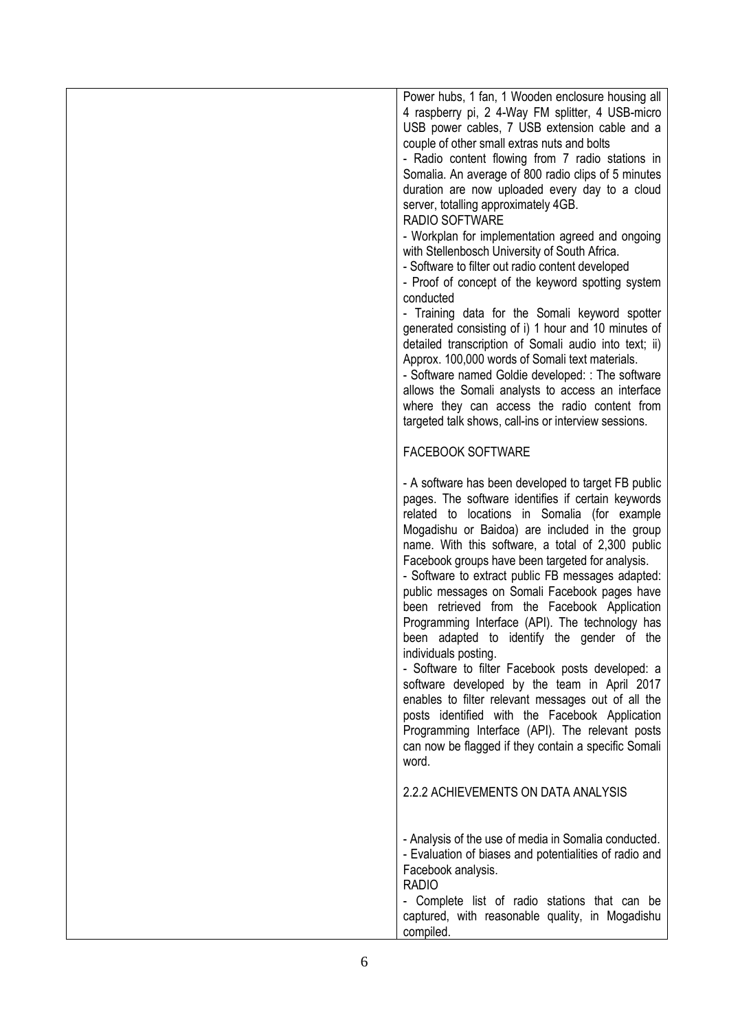| | Power hubs, 1 fan, 1 Wooden enclosure housing all 4 raspberry pi, 2 4-Way FM splitter, 4 USB-micro USB power cables, 7 USB extension cable and a couple of other small extras nuts and bolts<br>- Radio content flowing from 7 radio stations in Somalia. An average of 800 radio clips of 5 minutes duration are now uploaded every day to a cloud server, totalling approximately 4GB.<br>RADIO SOFTWARE<br>- Workplan for implementation agreed and ongoing with Stellenbosch University of South Africa.<br>- Software to filter out radio content developed<br>- Proof of concept of the keyword spotting system conducted<br>- Training data for the Somali keyword spotter generated consisting of i) 1 hour and 10 minutes of detailed transcription of Somali audio into text; ii) Approx. 100,000 words of Somali text materials.<br>- Software named Goldie developed: : The software allows the Somali analysts to access an interface where they can access the radio content from targeted talk shows, call-ins or interview sessions.<br><br>FACEBOOK SOFTWARE<br><br>- A software has been developed to target FB public pages. The software identifies if certain keywords related to locations in Somalia (for example Mogadishu or Baidoa) are included in the group name. With this software, a total of 2,300 public Facebook groups have been targeted for analysis.<br>- Software to extract public FB messages adapted: public messages on Somali Facebook pages have been retrieved from the Facebook Application Programming Interface (API). The technology has been adapted to identify the gender of the individuals posting.<br>- Software to filter Facebook posts developed: a software developed by the team in April 2017 enables to filter relevant messages out of all the posts identified with the Facebook Application Programming Interface (API). The relevant posts can now be flagged if they contain a specific Somali word.<br><br>2.2.2 ACHIEVEMENTS ON DATA ANALYSIS<br><br>- Analysis of the use of media in Somalia conducted.<br>- Evaluation of biases and potentialities of radio and Facebook analysis.<br>RADIO<br>- Complete list of radio stations that can be captured, with reasonable quality, in Mogadishu compiled. |
|---|---|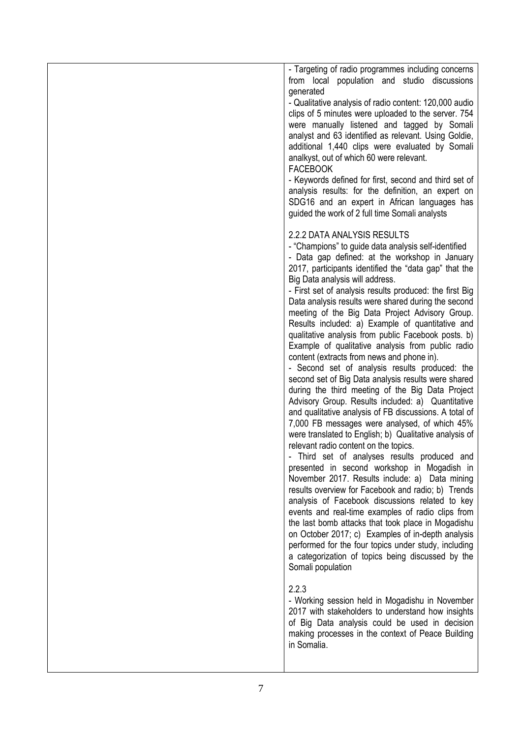| | |
|---|---|
| | - Targeting of radio programmes including concerns from local population and studio discussions generated<br>- Qualitative analysis of radio content: 120,000 audio clips of 5 minutes were uploaded to the server. 754 were manually listened and tagged by Somali analyst and 63 identified as relevant. Using Goldie, additional 1,440 clips were evaluated by Somali analkyst, out of which 60 were relevant.<br>FACEBOOK<br>- Keywords defined for first, second and third set of analysis results: for the definition, an expert on SDG16 and an expert in African languages has guided the work of 2 full time Somali analysts<br><br>2.2.2 DATA ANALYSIS RESULTS<br>- "Champions" to guide data analysis self-identified<br>- Data gap defined: at the workshop in January 2017, participants identified the "data gap" that the Big Data analysis will address.<br>- First set of analysis results produced: the first Big Data analysis results were shared during the second meeting of the Big Data Project Advisory Group. Results included: a) Example of quantitative and qualitative analysis from public Facebook posts. b) Example of qualitative analysis from public radio content (extracts from news and phone in).<br>- Second set of analysis results produced: the second set of Big Data analysis results were shared during the third meeting of the Big Data Project Advisory Group. Results included: a) Quantitative and qualitative analysis of FB discussions. A total of 7,000 FB messages were analysed, of which 45% were translated to English; b) Qualitative analysis of relevant radio content on the topics.<br>- Third set of analyses results produced and presented in second workshop in Mogadish in November 2017. Results include: a) Data mining results overview for Facebook and radio; b) Trends analysis of Facebook discussions related to key events and real-time examples of radio clips from the last bomb attacks that took place in Mogadishu on October 2017; c) Examples of in-depth analysis performed for the four topics under study, including a categorization of topics being discussed by the Somali population<br><br>2.2.3<br>- Working session held in Mogadishu in November 2017 with stakeholders to understand how insights of Big Data analysis could be used in decision making processes in the context of Peace Building in Somalia. |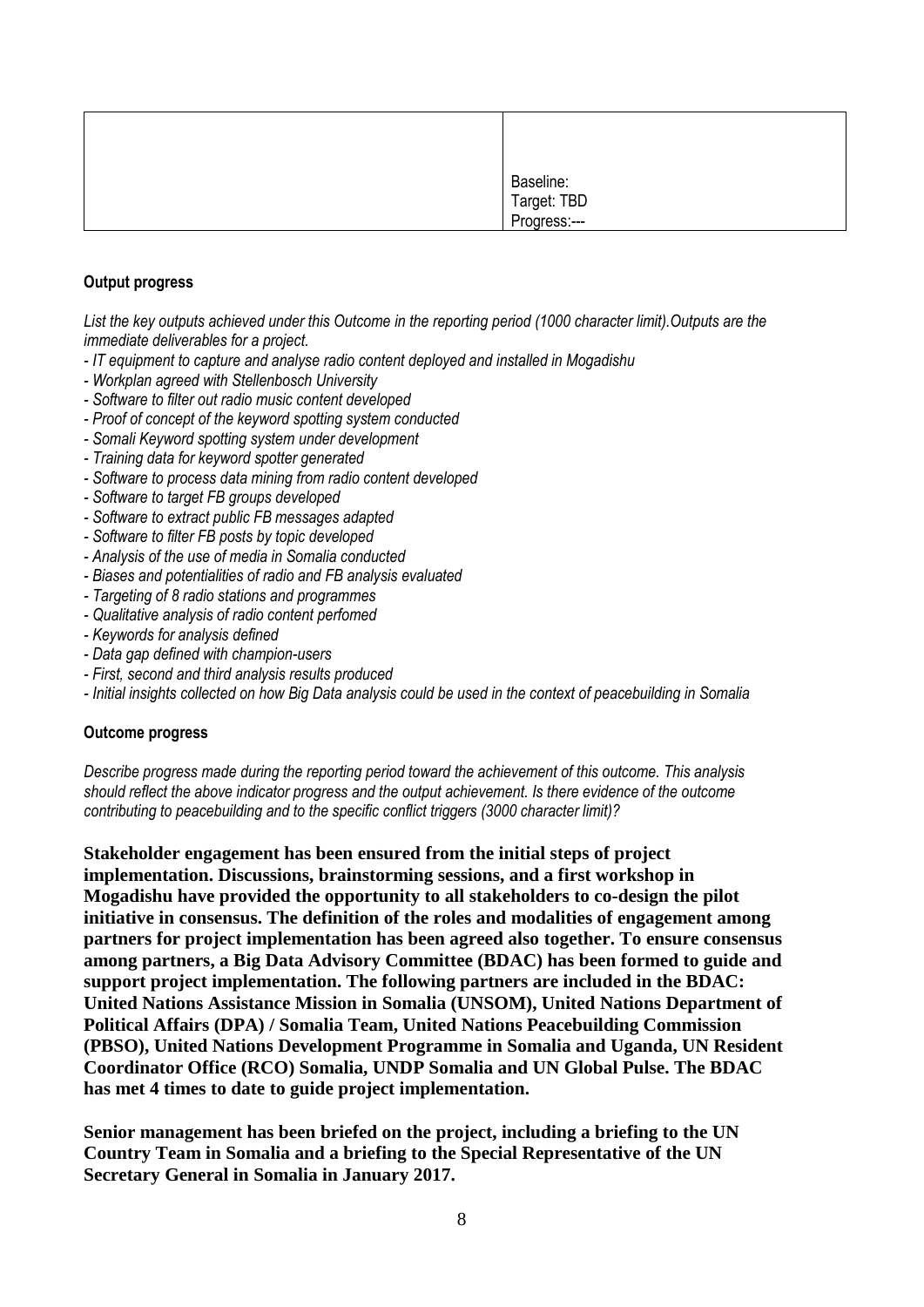| | Baseline:<br>Target: TBD<br>Progress:--- |
|---|---|

**Output progress**

*List the key outputs achieved under this Outcome in the reporting period (1000 character limit).Outputs are the immediate deliverables for a project.*

- *IT equipment to capture and analyse radio content deployed and installed in Mogadishu*
- *Workplan agreed with Stellenbosch University*
- *Software to filter out radio music content developed*
- *Proof of concept of the keyword spotting system conducted*
- *Somali Keyword spotting system under development*
- *Training data for keyword spotter generated*
- *Software to process data mining from radio content developed*
- *Software to target FB groups developed*
- *Software to extract public FB messages adapted*
- *Software to filter FB posts by topic developed*
- *Analysis of the use of media in Somalia conducted*
- *Biases and potentialities of radio and FB analysis evaluated*
- *Targeting of 8 radio stations and programmes*
- *Qualitative analysis of radio content perfomed*
- *Keywords for analysis defined*
- *Data gap defined with champion-users*
- *First, second and third analysis results produced*
- *Initial insights collected on how Big Data analysis could be used in the context of peacebuilding in Somalia*

**Outcome progress**

*Describe progress made during the reporting period toward the achievement of this outcome. This analysis should reflect the above indicator progress and the output achievement. Is there evidence of the outcome contributing to peacebuilding and to the specific conflict triggers (3000 character limit)?*

**Stakeholder engagement has been ensured from the initial steps of project implementation. Discussions, brainstorming sessions, and a first workshop in Mogadishu have provided the opportunity to all stakeholders to co-design the pilot initiative in consensus. The definition of the roles and modalities of engagement among partners for project implementation has been agreed also together. To ensure consensus among partners, a Big Data Advisory Committee (BDAC) has been formed to guide and support project implementation. The following partners are included in the BDAC: United Nations Assistance Mission in Somalia (UNSOM), United Nations Department of Political Affairs (DPA) / Somalia Team, United Nations Peacebuilding Commission (PBSO), United Nations Development Programme in Somalia and Uganda, UN Resident Coordinator Office (RCO) Somalia, UNDP Somalia and UN Global Pulse. The BDAC has met 4 times to date to guide project implementation.**

**Senior management has been briefed on the project, including a briefing to the UN Country Team in Somalia and a briefing to the Special Representative of the UN Secretary General in Somalia in January 2017.**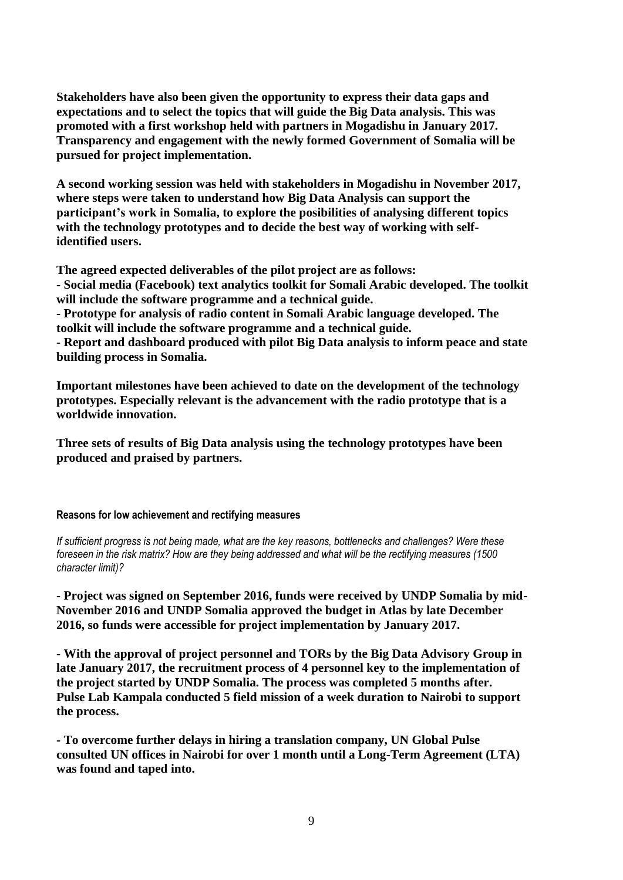**Stakeholders have also been given the opportunity to express their data gaps and expectations and to select the topics that will guide the Big Data analysis. This was promoted with a first workshop held with partners in Mogadishu in January 2017. Transparency and engagement with the newly formed Government of Somalia will be pursued for project implementation.**

**A second working session was held with stakeholders in Mogadishu in November 2017, where steps were taken to understand how Big Data Analysis can support the participant's work in Somalia, to explore the posibilities of analysing different topics with the technology prototypes and to decide the best way of working with self-identified users.**

**The agreed expected deliverables of the pilot project are as follows:**
**- Social media (Facebook) text analytics toolkit for Somali Arabic developed. The toolkit will include the software programme and a technical guide.**
**- Prototype for analysis of radio content in Somali Arabic language developed. The toolkit will include the software programme and a technical guide.**
**- Report and dashboard produced with pilot Big Data analysis to inform peace and state building process in Somalia.**

**Important milestones have been achieved to date on the development of the technology prototypes. Especially relevant is the advancement with the radio prototype that is a worldwide innovation.**

**Three sets of results of Big Data analysis using the technology prototypes have been produced and praised by partners.**

### Reasons for low achievement and rectifying measures

*If sufficient progress is not being made, what are the key reasons, bottlenecks and challenges? Were these foreseen in the risk matrix? How are they being addressed and what will be the rectifying measures (1500 character limit)?*

**- Project was signed on September 2016, funds were received by UNDP Somalia by mid-November 2016 and UNDP Somalia approved the budget in Atlas by late December 2016, so funds were accessible for project implementation by January 2017.**

**- With the approval of project personnel and TORs by the Big Data Advisory Group in late January 2017, the recruitment process of 4 personnel key to the implementation of the project started by UNDP Somalia. The process was completed 5 months after. Pulse Lab Kampala conducted 5 field mission of a week duration to Nairobi to support the process.**

**- To overcome further delays in hiring a translation company, UN Global Pulse consulted UN offices in Nairobi for over 1 month until a Long-Term Agreement (LTA) was found and taped into.**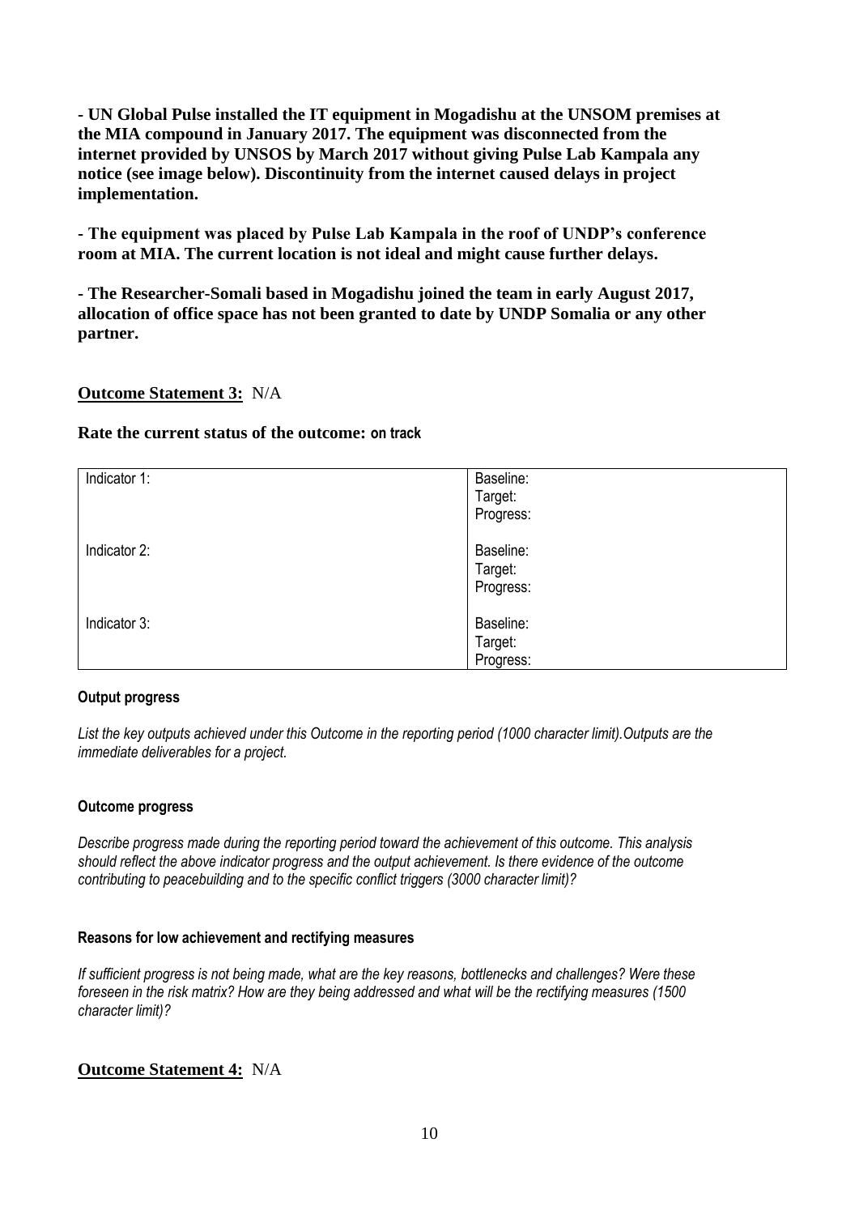**- UN Global Pulse installed the IT equipment in Mogadishu at the UNSOM premises at the MIA compound in January 2017. The equipment was disconnected from the internet provided by UNSOS by March 2017 without giving Pulse Lab Kampala any notice (see image below). Discontinuity from the internet caused delays in project implementation.**

**- The equipment was placed by Pulse Lab Kampala in the roof of UNDP's conference room at MIA. The current location is not ideal and might cause further delays.**

**- The Researcher-Somali based in Mogadishu joined the team in early August 2017, allocation of office space has not been granted to date by UNDP Somalia or any other partner.**

**Outcome Statement 3:** N/A

**Rate the current status of the outcome: on track**

| | |
|---|---|
| Indicator 1: | Baseline:<br>Target:<br>Progress: |
| Indicator 2: | Baseline:<br>Target:<br>Progress: |
| Indicator 3: | Baseline:<br>Target:<br>Progress: |

**Output progress**

*List the key outputs achieved under this Outcome in the reporting period (1000 character limit).Outputs are the immediate deliverables for a project.*

**Outcome progress**

*Describe progress made during the reporting period toward the achievement of this outcome. This analysis should reflect the above indicator progress and the output achievement. Is there evidence of the outcome contributing to peacebuilding and to the specific conflict triggers (3000 character limit)?*

**Reasons for low achievement and rectifying measures**

*If sufficient progress is not being made, what are the key reasons, bottlenecks and challenges? Were these foreseen in the risk matrix? How are they being addressed and what will be the rectifying measures (1500 character limit)?*

**Outcome Statement 4:** N/A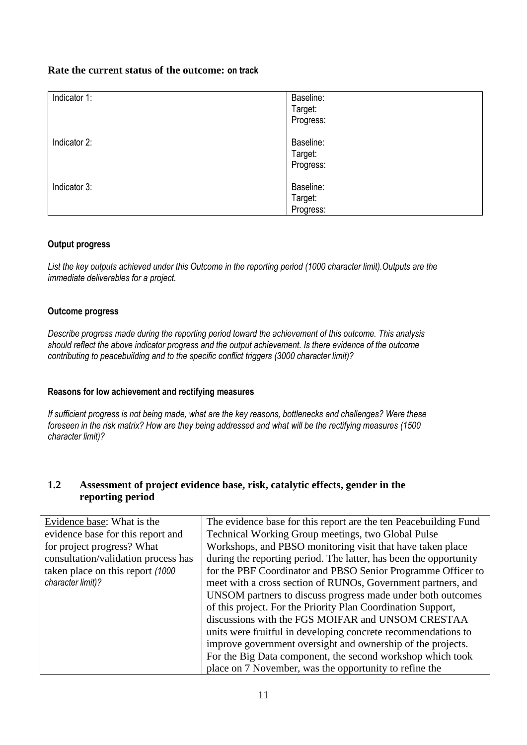**Rate the current status of the outcome: on track**

| Indicator 1: | Baseline:<br>Target:<br>Progress: |
|---|---|
| Indicator 2: | Baseline:<br>Target:<br>Progress: |
| Indicator 3: | Baseline:<br>Target:<br>Progress: |

**Output progress**

*List the key outputs achieved under this Outcome in the reporting period (1000 character limit).Outputs are the immediate deliverables for a project.*

**Outcome progress**

*Describe progress made during the reporting period toward the achievement of this outcome. This analysis should reflect the above indicator progress and the output achievement. Is there evidence of the outcome contributing to peacebuilding and to the specific conflict triggers (3000 character limit)?*

**Reasons for low achievement and rectifying measures**

*If sufficient progress is not being made, what are the key reasons, bottlenecks and challenges? Were these foreseen in the risk matrix? How are they being addressed and what will be the rectifying measures (1500 character limit)?*

## 1.2 Assessment of project evidence base, risk, catalytic effects, gender in the reporting period

| | |
|---|---|
| Evidence base: What is the evidence base for this report and for project progress? What consultation/validation process has taken place on this report *(1000 character limit)?* | The evidence base for this report are the ten Peacebuilding Fund Technical Working Group meetings, two Global Pulse Workshops, and PBSO monitoring visit that have taken place during the reporting period. The latter, has been the opportunity for the PBF Coordinator and PBSO Senior Programme Officer to meet with a cross section of RUNOs, Government partners, and UNSOM partners to discuss progress made under both outcomes of this project. For the Priority Plan Coordination Support, discussions with the FGS MOIFAR and UNSOM CRESTAA units were fruitful in developing concrete recommendations to improve government oversight and ownership of the projects. For the Big Data component, the second workshop which took place on 7 November, was the opportunity to refine the |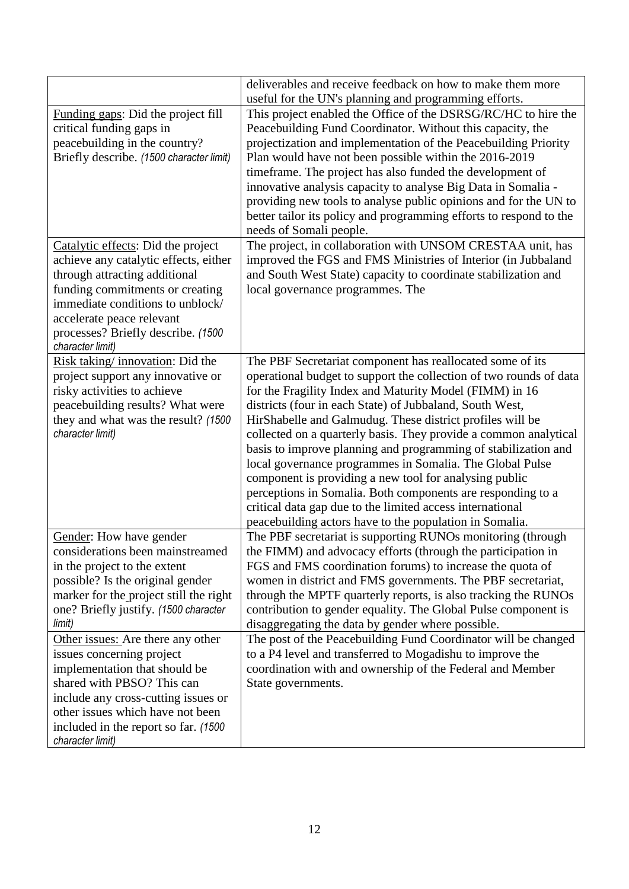| | |
|---|---|
| | deliverables and receive feedback on how to make them more useful for the UN's planning and programming efforts. |
| Funding gaps: Did the project fill critical funding gaps in peacebuilding in the country? Briefly describe. *(1500 character limit)* | This project enabled the Office of the DSRSG/RC/HC to hire the Peacebuilding Fund Coordinator. Without this capacity, the projectization and implementation of the Peacebuilding Priority Plan would have not been possible within the 2016-2019 timeframe. The project has also funded the development of innovative analysis capacity to analyse Big Data in Somalia - providing new tools to analyse public opinions and for the UN to better tailor its policy and programming efforts to respond to the needs of Somali people. |
| Catalytic effects: Did the project achieve any catalytic effects, either through attracting additional funding commitments or creating immediate conditions to unblock/ accelerate peace relevant processes? Briefly describe. *(1500 character limit)* | The project, in collaboration with UNSOM CRESTAA unit, has improved the FGS and FMS Ministries of Interior (in Jubbaland and South West State) capacity to coordinate stabilization and local governance programmes. The |
| Risk taking/ innovation: Did the project support any innovative or risky activities to achieve peacebuilding results? What were they and what was the result? *(1500 character limit)* | The PBF Secretariat component has reallocated some of its operational budget to support the collection of two rounds of data for the Fragility Index and Maturity Model (FIMM) in 16 districts (four in each State) of Jubbaland, South West, HirShabelle and Galmudug. These district profiles will be collected on a quarterly basis. They provide a common analytical basis to improve planning and programming of stabilization and local governance programmes in Somalia. The Global Pulse component is providing a new tool for analysing public perceptions in Somalia. Both components are responding to a critical data gap due to the limited access international peacebuilding actors have to the population in Somalia. |
| Gender: How have gender considerations been mainstreamed in the project to the extent possible? Is the original gender marker for the project still the right one? Briefly justify. *(1500 character limit)* | The PBF secretariat is supporting RUNOs monitoring (through the FIMM) and advocacy efforts (through the participation in FGS and FMS coordination forums) to increase the quota of women in district and FMS governments. The PBF secretariat, through the MPTF quarterly reports, is also tracking the RUNOs contribution to gender equality. The Global Pulse component is disaggregating the data by gender where possible. |
| Other issues: Are there any other issues concerning project implementation that should be shared with PBSO? This can include any cross-cutting issues or other issues which have not been included in the report so far. *(1500 character limit)* | The post of the Peacebuilding Fund Coordinator will be changed to a P4 level and transferred to Mogadishu to improve the coordination with and ownership of the Federal and Member State governments. |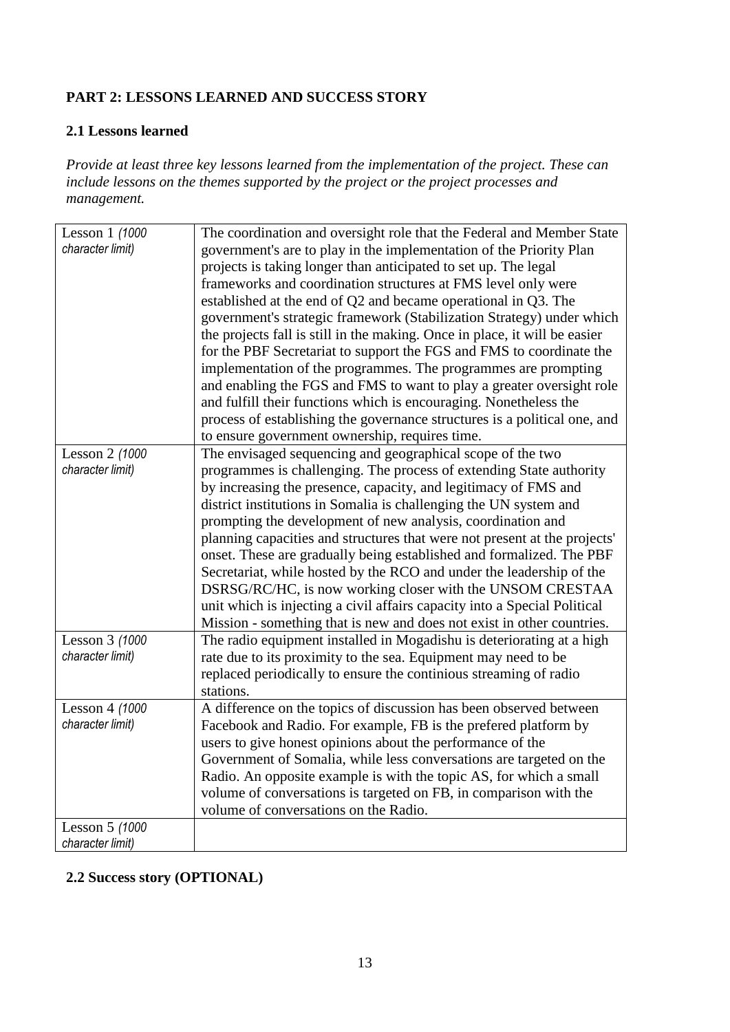**PART 2: LESSONS LEARNED AND SUCCESS STORY**

**2.1 Lessons learned**

*Provide at least three key lessons learned from the implementation of the project. These can include lessons on the themes supported by the project or the project processes and management.*

| | |
|---|---|
| Lesson 1 *(1000 character limit)* | The coordination and oversight role that the Federal and Member State government's are to play in the implementation of the Priority Plan projects is taking longer than anticipated to set up. The legal frameworks and coordination structures at FMS level only were established at the end of Q2 and became operational in Q3. The government's strategic framework (Stabilization Strategy) under which the projects fall is still in the making. Once in place, it will be easier for the PBF Secretariat to support the FGS and FMS to coordinate the implementation of the programmes. The programmes are prompting and enabling the FGS and FMS to want to play a greater oversight role and fulfill their functions which is encouraging. Nonetheless the process of establishing the governance structures is a political one, and to ensure government ownership, requires time. |
| Lesson 2 *(1000 character limit)* | The envisaged sequencing and geographical scope of the two programmes is challenging. The process of extending State authority by increasing the presence, capacity, and legitimacy of FMS and district institutions in Somalia is challenging the UN system and prompting the development of new analysis, coordination and planning capacities and structures that were not present at the projects' onset. These are gradually being established and formalized. The PBF Secretariat, while hosted by the RCO and under the leadership of the DSRSG/RC/HC, is now working closer with the UNSOM CRESTAA unit which is injecting a civil affairs capacity into a Special Political Mission - something that is new and does not exist in other countries. |
| Lesson 3 *(1000 character limit)* | The radio equipment installed in Mogadishu is deteriorating at a high rate due to its proximity to the sea. Equipment may need to be replaced periodically to ensure the continious streaming of radio stations. |
| Lesson 4 *(1000 character limit)* | A difference on the topics of discussion has been observed between Facebook and Radio. For example, FB is the prefered platform by users to give honest opinions about the performance of the Government of Somalia, while less conversations are targeted on the Radio. An opposite example is with the topic AS, for which a small volume of conversations is targeted on FB, in comparison with the volume of conversations on the Radio. |
| Lesson 5 *(1000 character limit)* | |

**2.2 Success story (OPTIONAL)**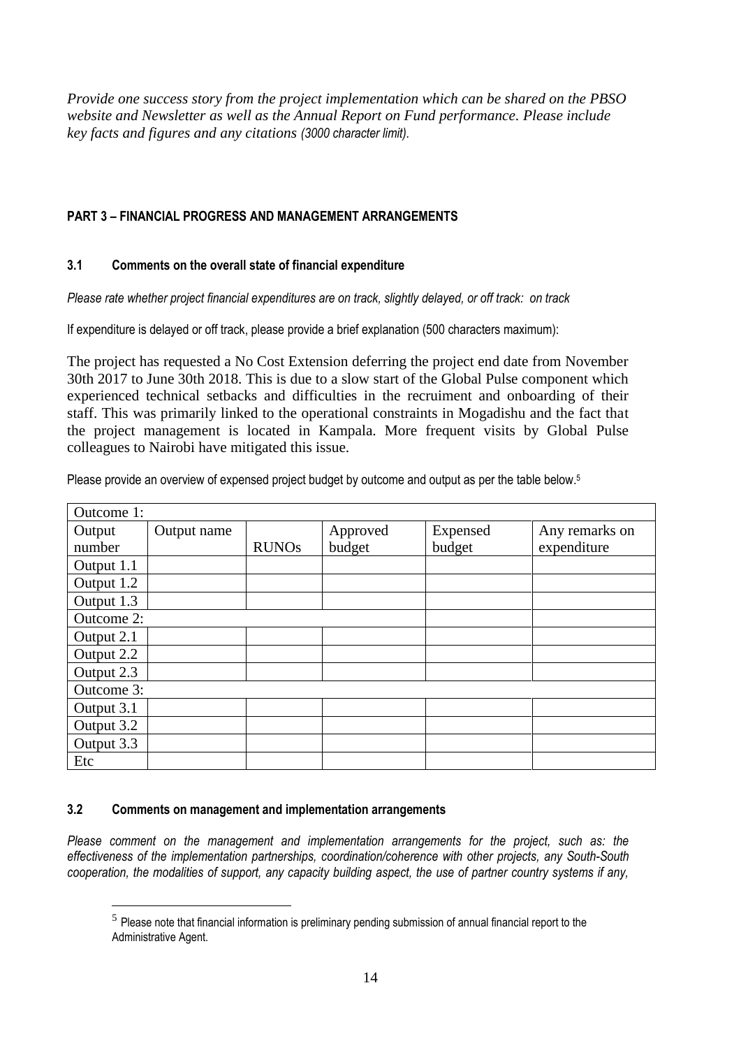*Provide one success story from the project implementation which can be shared on the PBSO website and Newsletter as well as the Annual Report on Fund performance. Please include key facts and figures and any citations (3000 character limit).*

**PART 3 – FINANCIAL PROGRESS AND MANAGEMENT ARRANGEMENTS**

**3.1 Comments on the overall state of financial expenditure**

*Please rate whether project financial expenditures are on track, slightly delayed, or off track: on track*

If expenditure is delayed or off track, please provide a brief explanation (500 characters maximum):

The project has requested a No Cost Extension deferring the project end date from November 30th 2017 to June 30th 2018. This is due to a slow start of the Global Pulse component which experienced technical setbacks and difficulties in the recruiment and onboarding of their staff. This was primarily linked to the operational constraints in Mogadishu and the fact that the project management is located in Kampala. More frequent visits by Global Pulse colleagues to Nairobi have mitigated this issue.

Please provide an overview of expensed project budget by outcome and output as per the table below.[5]

| Outcome 1: | | | | | |
|---|---|---|---|---|---|
| Output number | Output name | RUNOs | Approved budget | Expensed budget | Any remarks on expenditure |
| Output 1.1 | | | | | |
| Output 1.2 | | | | | |
| Output 1.3 | | | | | |
| Outcome 2: | | | | | |
| Output 2.1 | | | | | |
| Output 2.2 | | | | | |
| Output 2.3 | | | | | |
| Outcome 3: | | | | | |
| Output 3.1 | | | | | |
| Output 3.2 | | | | | |
| Output 3.3 | | | | | |
| Etc | | | | | |

**3.2 Comments on management and implementation arrangements**

*Please comment on the management and implementation arrangements for the project, such as: the effectiveness of the implementation partnerships, coordination/coherence with other projects, any South-South cooperation, the modalities of support, any capacity building aspect, the use of partner country systems if any,*

[5] Please note that financial information is preliminary pending submission of annual financial report to the Administrative Agent.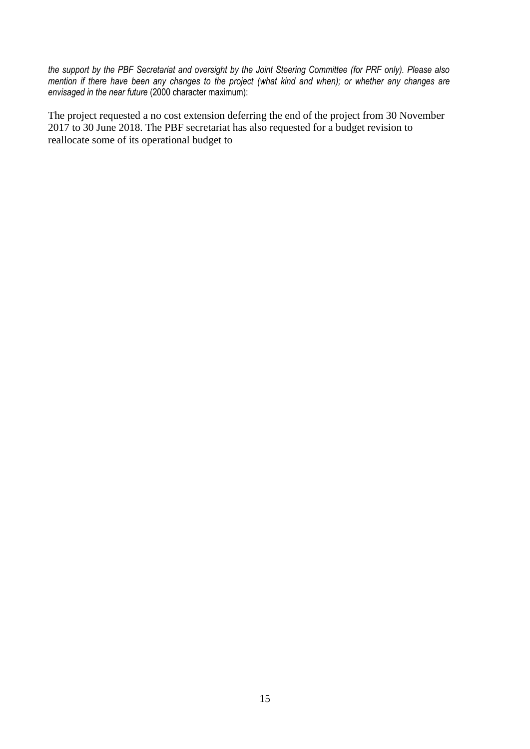*the support by the PBF Secretariat and oversight by the Joint Steering Committee (for PRF only). Please also mention if there have been any changes to the project (what kind and when); or whether any changes are envisaged in the near future* (2000 character maximum):

The project requested a no cost extension deferring the end of the project from 30 November 2017 to 30 June 2018. The PBF secretariat has also requested for a budget revision to reallocate some of its operational budget to